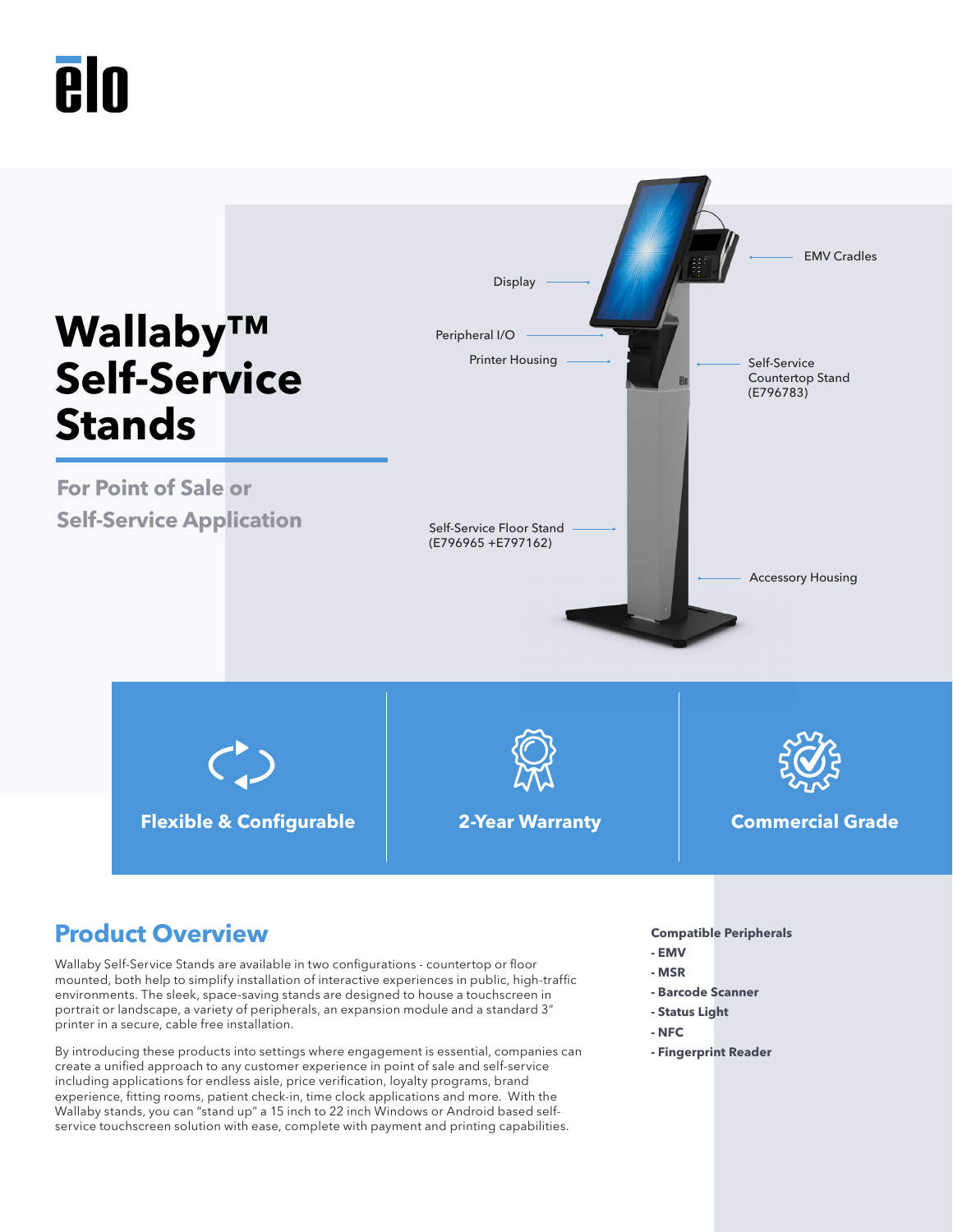# Wallaby™ Self-Service Stands

## For Point of Sale or Self-Service Application

Display

Peripheral I/O

Printer Housing

EMV Cradles

Self-Service Countertop Stand (E796783)

Self-Service Floor Stand (E796965 +E797162)

Accessory Housing

**Flexible & Configurable**

**2-Year Warranty**

**Commercial Grade**

## Product Overview

Wallaby Self-Service Stands are available in two configurations - countertop or floor mounted, both help to simplify installation of interactive experiences in public, high-traffic environments. The sleek, space-saving stands are designed to house a touchscreen in portrait or landscape, a variety of peripherals, an expansion module and a standard 3" printer in a secure, cable free installation.

By introducing these products into settings where engagement is essential, companies can create a unified approach to any customer experience in point of sale and self-service including applications for endless aisle, price verification, loyalty programs, brand experience, fitting rooms, patient check-in, time clock applications and more. With the Wallaby stands, you can "stand up" a 15 inch to 22 inch Windows or Android based self-service touchscreen solution with ease, complete with payment and printing capabilities.

**Compatible Peripherals**

- **EMV**
- **MSR**
- **Barcode Scanner**
- **Status Light**
- **NFC**
- **Fingerprint Reader**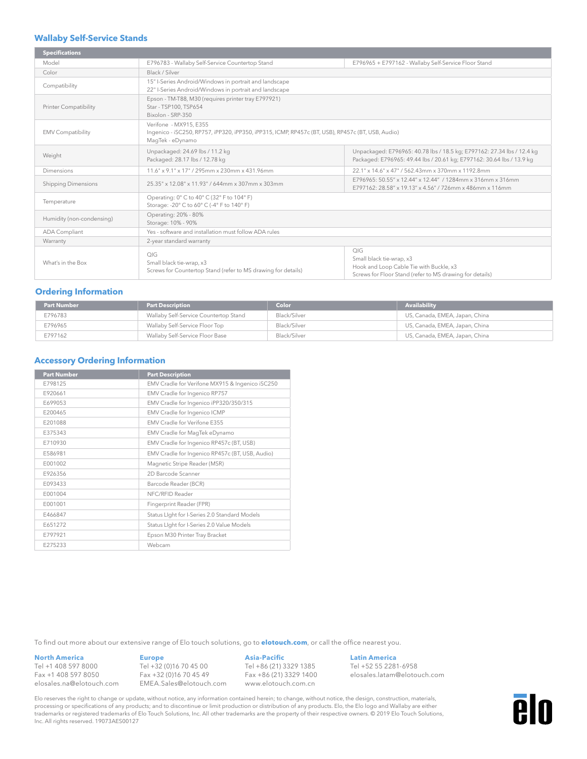## Wallaby Self-Service Stands

| Specifications | | |
|---|---|---|
| Model | E796783 - Wallaby Self-Service Countertop Stand | E796965 + E797162 - Wallaby Self-Service Floor Stand |
| Color | Black / Silver | |
| Compatibility | 15" I-Series Android/Windows in portrait and landscape<br>22" I-Series Android/Windows in portrait and landscape | |
| Printer Compatibility | Epson - TM-T88, M30 (requires printer tray E797921)<br>Star - TSP100, TSP654<br>Bixolon - SRP-350 | |
| EMV Compatibility | Verifone - MX915, E355<br>Ingenico - iSC250, RP757, iPP320, iPP350, iPP315, ICMP, RP457c (BT, USB), RP457c (BT, USB, Audio)<br>MagTek - eDynamo | |
| Weight | Unpackaged: 24.69 lbs / 11.2 kg<br>Packaged: 28.17 lbs / 12.78 kg | Unpackaged: E796965: 40.78 lbs / 18.5 kg; E797162: 27.34 lbs / 12.4 kg<br>Packaged: E796965: 49.44 lbs / 20.61 kg; E797162: 30.64 lbs / 13.9 kg |
| Dimensions | 11.6" x 9.1" x 17" / 295mm x 230mm x 431.96mm | 22.1" x 14.6" x 47" / 562.43mm x 370mm x 1192.8mm |
| Shipping Dimensions | 25.35" x 12.08" x 11.93" / 644mm x 307mm x 303mm | E796965: 50.55" x 12.44" x 12.44" / 1284mm x 316mm x 316mm<br>E797162: 28.58" x 19.13" x 4.56" / 726mm x 486mm x 116mm |
| Temperature | Operating: 0° C to 40° C (32° F to 104° F)<br>Storage: -20° C to 60° C (-4° F to 140° F) | |
| Humidity (non-condensing) | Operating: 20% - 80%<br>Storage: 10% - 90% | |
| ADA Compliant | Yes - software and installation must follow ADA rules | |
| Warranty | 2-year standard warranty | |
| What's in the Box | QIG<br>Small black tie-wrap, x3<br>Screws for Countertop Stand (refer to MS drawing for details) | QIG<br>Small black tie-wrap, x3<br>Hook and Loop Cable Tie with Buckle, x3<br>Screws for Floor Stand (refer to MS drawing for details) |

## Ordering Information

| Part Number | Part Description | Color | Availability |
|---|---|---|---|
| E796783 | Wallaby Self-Service Countertop Stand | Black/Silver | US, Canada, EMEA, Japan, China |
| E796965 | Wallaby Self-Service Floor Top | Black/Silver | US, Canada, EMEA, Japan, China |
| E797162 | Wallaby Self-Service Floor Base | Black/Silver | US, Canada, EMEA, Japan, China |

## Accessory Ordering Information

| Part Number | Part Description |
|---|---|
| E798125 | EMV Cradle for Verifone MX915 & Ingenico iSC250 |
| E920661 | EMV Cradle for Ingenico RP757 |
| E699053 | EMV Cradle for Ingenico iPP320/350/315 |
| E200465 | EMV Cradle for Ingenico ICMP |
| E201088 | EMV Cradle for Verifone E355 |
| E375343 | EMV Cradle for MagTek eDynamo |
| E710930 | EMV Cradle for Ingenico RP457c (BT, USB) |
| E586981 | EMV Cradle for Ingenico RP457c (BT, USB, Audio) |
| E001002 | Magnetic Stripe Reader (MSR) |
| E926356 | 2D Barcode Scanner |
| E093433 | Barcode Reader (BCR) |
| E001004 | NFC/RFID Reader |
| E001001 | Fingerprint Reader (FPR) |
| E466847 | Status LIght for I-Series 2.0 Standard Models |
| E651272 | Status LIght for I-Series 2.0 Value Models |
| E797921 | Epson M30 Printer Tray Bracket |
| E275233 | Webcam |

To find out more about our extensive range of Elo touch solutions, go to **elotouch.com**, or call the office nearest you.

**North America**
Tel +1 408 597 8000
Fax +1 408 597 8050
elosales.na@elotouch.com

**Europe**
Tel +32 (0)16 70 45 00
Fax +32 (0)16 70 45 49
EMEA.Sales@elotouch.com

**Asia-Pacific**
Tel +86 (21) 3329 1385
Fax +86 (21) 3329 1400
www.elotouch.com.cn

**Latin America**
Tel +52 55 2281-6958
elosales.latam@elotouch.com

Elo reserves the right to change or update, without notice, any information contained herein; to change, without notice, the design, construction, materials, processing or specifications of any products; and to discontinue or limit production or distribution of any products. Elo, the Elo logo and Wallaby are either trademarks or registered trademarks of Elo Touch Solutions, Inc. All other trademarks are the property of their respective owners. © 2019 Elo Touch Solutions, Inc. All rights reserved. 19073AES00127

elo